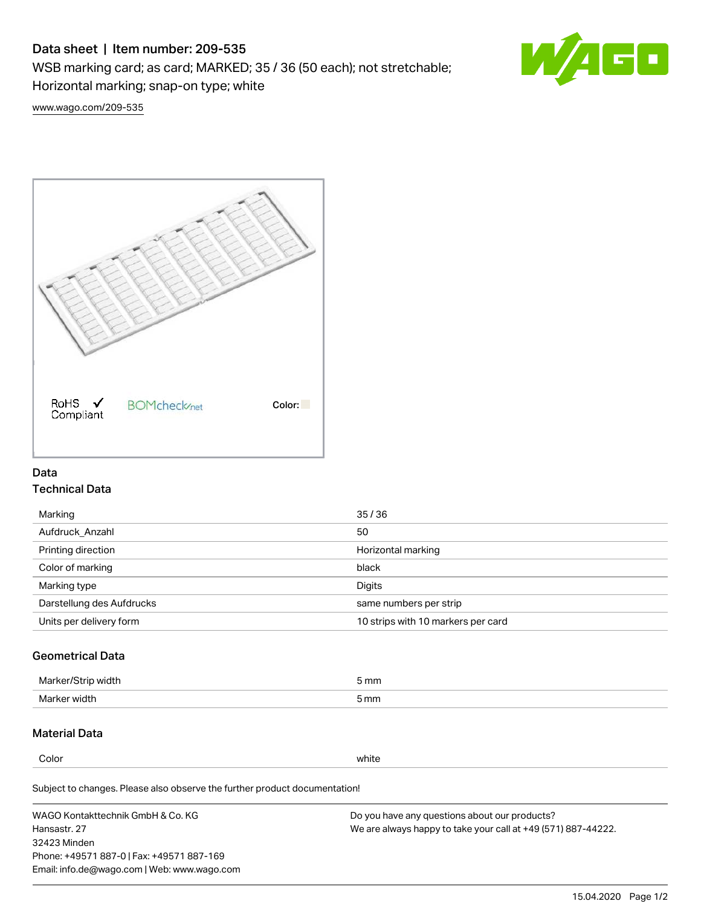# Data sheet | Item number: 209-535

WSB marking card; as card; MARKED; 35 / 36 (50 each); not stretchable; Horizontal marking; snap-on type; white

www.wago.com/209-535

RoHS Compliant ✓ BOMcheck.net Color:

## Data

### Technical Data

| | |
|---|---|
| Marking | 35 / 36 |
| Aufdruck_Anzahl | 50 |
| Printing direction | Horizontal marking |
| Color of marking | black |
| Marking type | Digits |
| Darstellung des Aufdrucks | same numbers per strip |
| Units per delivery form | 10 strips with 10 markers per card |

### Geometrical Data

| | |
|---|---|
| Marker/Strip width | 5 mm |
| Marker width | 5 mm |

### Material Data

| | |
|---|---|
| Color | white |

Subject to changes. Please also observe the further product documentation!

WAGO Kontakttechnik GmbH & Co. KG
Hansastr. 27
32423 Minden
Phone: +49571 887-0 | Fax: +49571 887-169
Email: info.de@wago.com | Web: www.wago.com

Do you have any questions about our products?
We are always happy to take your call at +49 (571) 887-44222.

15.04.2020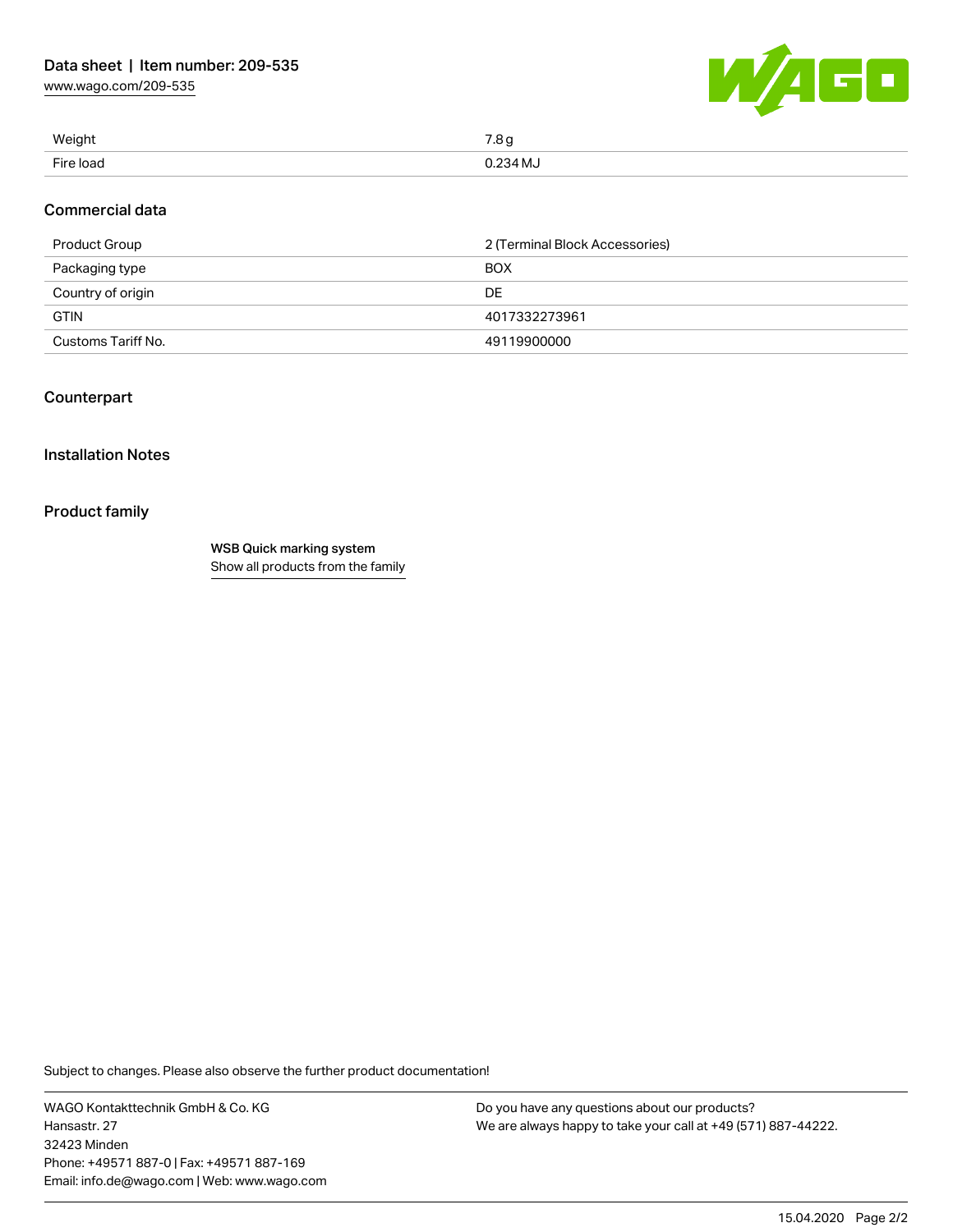| | |
|---|---|
| Weight | 7.8 g |
| Fire load | 0.234 MJ |

## Commercial data

| | |
|---|---|
| Product Group | 2 (Terminal Block Accessories) |
| Packaging type | BOX |
| Country of origin | DE |
| GTIN | 4017332273961 |
| Customs Tariff No. | 49119900000 |

## Counterpart

## Installation Notes

## Product family

**WSB Quick marking system**
Show all products from the family

Subject to changes. Please also observe the further product documentation!

WAGO Kontakttechnik GmbH & Co. KG
Hansastr. 27
32423 Minden
Phone: +49571 887-0 | Fax: +49571 887-169
Email: info.de@wago.com | Web: www.wago.com

Do you have any questions about our products?
We are always happy to take your call at +49 (571) 887-44222.

15.04.2020